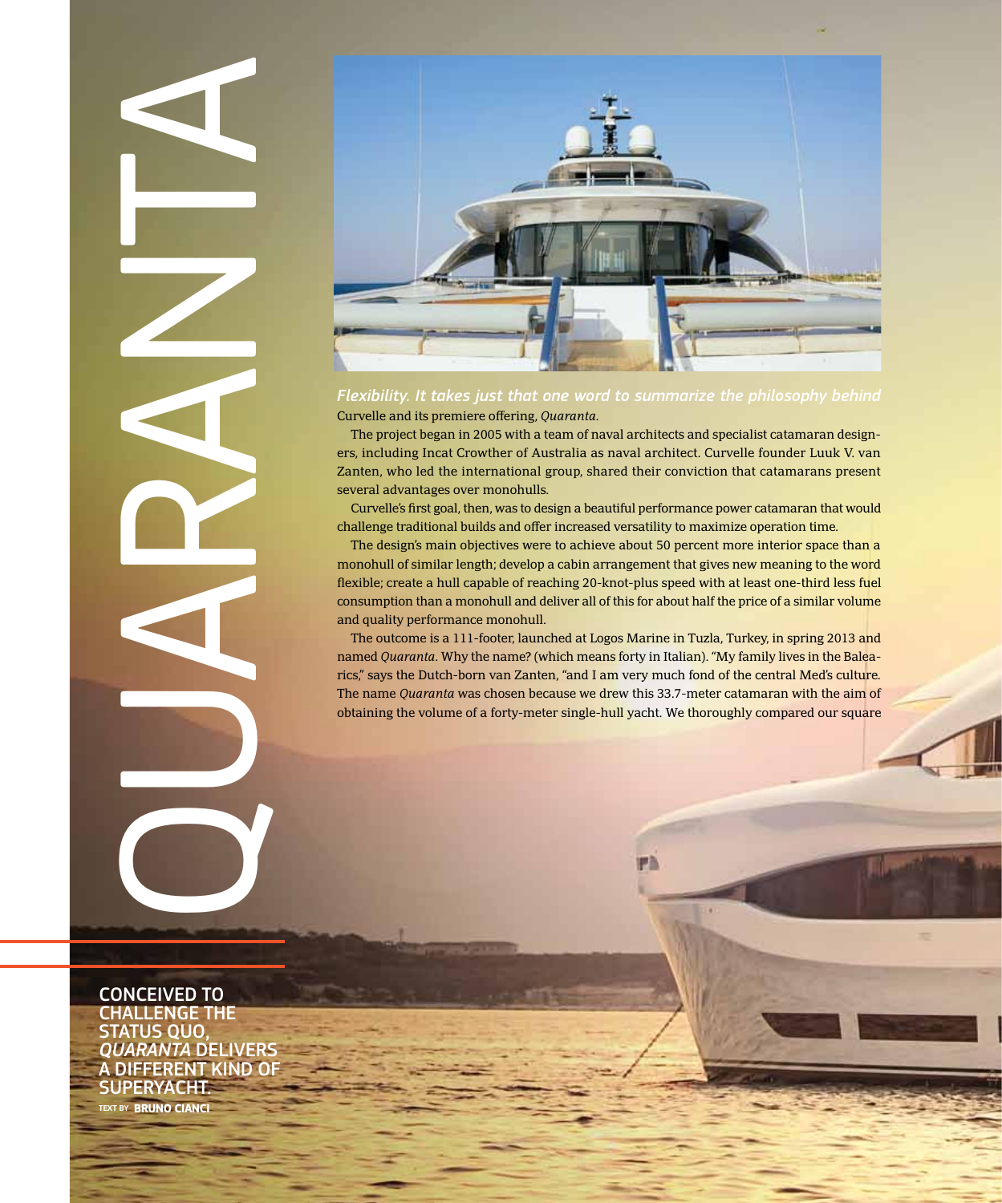# QUARANTA

**CONCEIVED TO CHALLENGE THE STATUS QUO, *QUARANTA* DELIVERS A DIFFERENT KIND OF SUPERYACHT.**

TEXT BY **BRUNO CIANCI**

*Flexibility. It takes just that one word to summarize the philosophy behind* Curvelle and its premiere offering, *Quaranta*.

The project began in 2005 with a team of naval architects and specialist catamaran designers, including Incat Crowther of Australia as naval architect. Curvelle founder Luuk V. van Zanten, who led the international group, shared their conviction that catamarans present several advantages over monohulls.

Curvelle's first goal, then, was to design a beautiful performance power catamaran that would challenge traditional builds and offer increased versatility to maximize operation time.

The design's main objectives were to achieve about 50 percent more interior space than a monohull of similar length; develop a cabin arrangement that gives new meaning to the word flexible; create a hull capable of reaching 20-knot-plus speed with at least one-third less fuel consumption than a monohull and deliver all of this for about half the price of a similar volume and quality performance monohull.

The outcome is a 111-footer, launched at Logos Marine in Tuzla, Turkey, in spring 2013 and named *Quaranta*. Why the name? (which means forty in Italian). "My family lives in the Balearics," says the Dutch-born van Zanten, "and I am very much fond of the central Med's culture. The name *Quaranta* was chosen because we drew this 33.7-meter catamaran with the aim of obtaining the volume of a forty-meter single-hull yacht. We thoroughly compared our square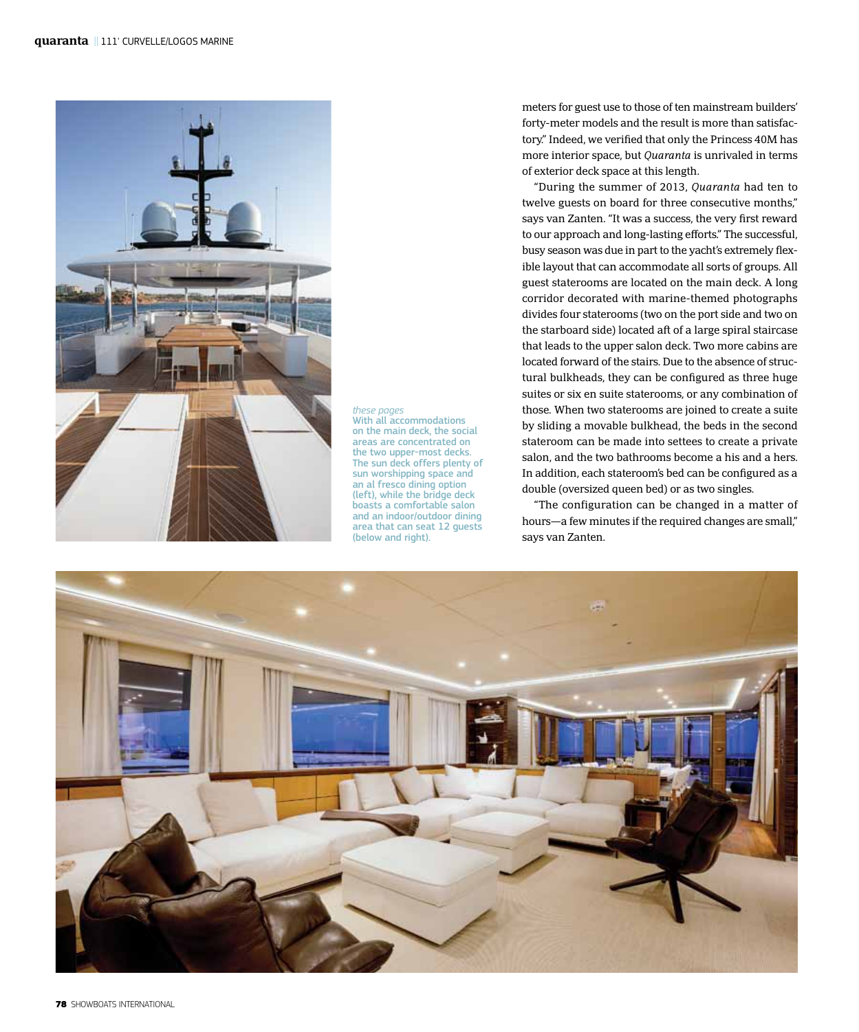*these pages*
With all accommodations on the main deck, the social areas are concentrated on the two upper-most decks. The sun deck offers plenty of sun worshipping space and an al fresco dining option (left), while the bridge deck boasts a comfortable salon and an indoor/outdoor dining area that can seat 12 guests (below and right).

meters for guest use to those of ten mainstream builders' forty-meter models and the result is more than satisfactory." Indeed, we verified that only the Princess 40M has more interior space, but *Quaranta* is unrivaled in terms of exterior deck space at this length.

"During the summer of 2013, *Quaranta* had ten to twelve guests on board for three consecutive months," says van Zanten. "It was a success, the very first reward to our approach and long-lasting efforts." The successful, busy season was due in part to the yacht's extremely flexible layout that can accommodate all sorts of groups. All guest staterooms are located on the main deck. A long corridor decorated with marine-themed photographs divides four staterooms (two on the port side and two on the starboard side) located aft of a large spiral staircase that leads to the upper salon deck. Two more cabins are located forward of the stairs. Due to the absence of structural bulkheads, they can be configured as three huge suites or six en suite staterooms, or any combination of those. When two staterooms are joined to create a suite by sliding a movable bulkhead, the beds in the second stateroom can be made into settees to create a private salon, and the two bathrooms become a his and a hers. In addition, each stateroom's bed can be configured as a double (oversized queen bed) or as two singles.

"The configuration can be changed in a matter of hours—a few minutes if the required changes are small," says van Zanten.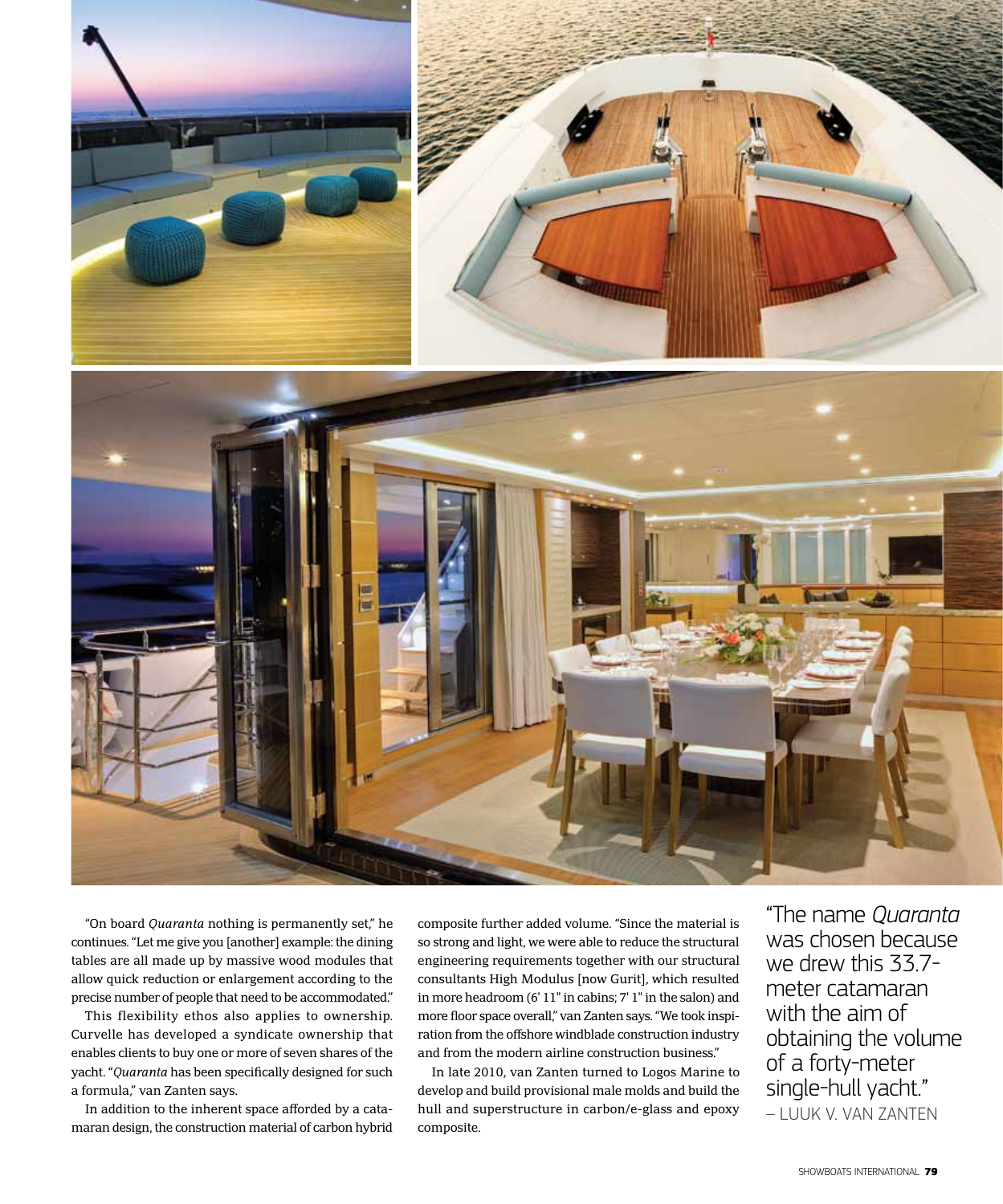"On board *Quaranta* nothing is permanently set," he continues. "Let me give you [another] example: the dining tables are all made up by massive wood modules that allow quick reduction or enlargement according to the precise number of people that need to be accommodated."

This flexibility ethos also applies to ownership. Curvelle has developed a syndicate ownership that enables clients to buy one or more of seven shares of the yacht. "*Quaranta* has been specifically designed for such a formula," van Zanten says.

In addition to the inherent space afforded by a catamaran design, the construction material of carbon hybrid composite further added volume. "Since the material is so strong and light, we were able to reduce the structural engineering requirements together with our structural consultants High Modulus [now Gurit], which resulted in more headroom (6' 11" in cabins; 7' 1" in the salon) and more floor space overall," van Zanten says. "We took inspiration from the offshore windblade construction industry and from the modern airline construction business."

In late 2010, van Zanten turned to Logos Marine to develop and build provisional male molds and build the hull and superstructure in carbon/e-glass and epoxy composite.

"The name *Quaranta* was chosen because we drew this 33.7-meter catamaran with the aim of obtaining the volume of a forty-meter single-hull yacht."
– LUUK V. VAN ZANTEN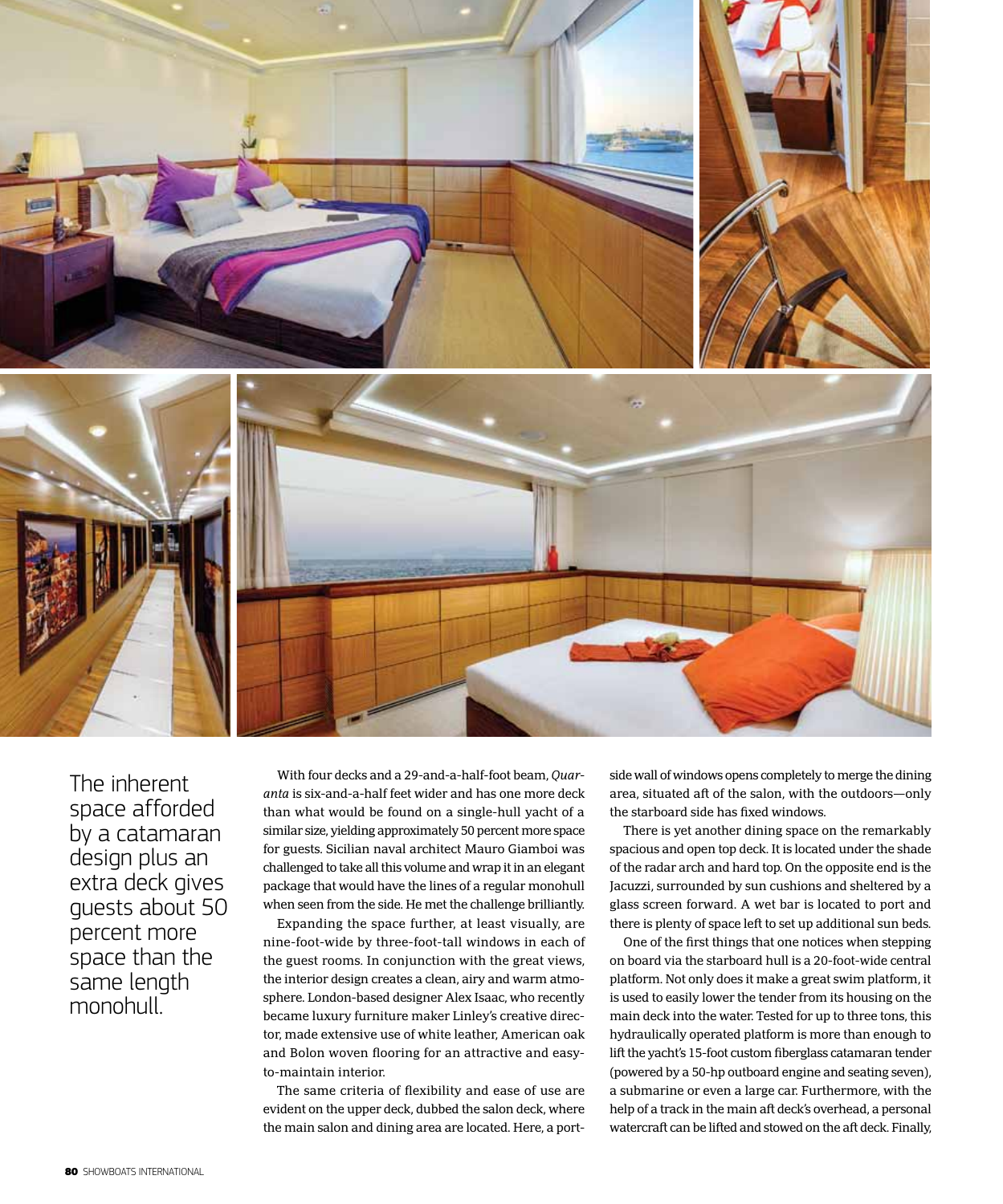The inherent space afforded by a catamaran design plus an extra deck gives guests about 50 percent more space than the same length monohull.

With four decks and a 29-and-a-half-foot beam, *Quaranta* is six-and-a-half feet wider and has one more deck than what would be found on a single-hull yacht of a similar size, yielding approximately 50 percent more space for guests. Sicilian naval architect Mauro Giamboi was challenged to take all this volume and wrap it in an elegant package that would have the lines of a regular monohull when seen from the side. He met the challenge brilliantly.

Expanding the space further, at least visually, are nine-foot-wide by three-foot-tall windows in each of the guest rooms. In conjunction with the great views, the interior design creates a clean, airy and warm atmosphere. London-based designer Alex Isaac, who recently became luxury furniture maker Linley's creative director, made extensive use of white leather, American oak and Bolon woven flooring for an attractive and easy-to-maintain interior.

The same criteria of flexibility and ease of use are evident on the upper deck, dubbed the salon deck, where the main salon and dining area are located. Here, a port-side wall of windows opens completely to merge the dining area, situated aft of the salon, with the outdoors—only the starboard side has fixed windows.

There is yet another dining space on the remarkably spacious and open top deck. It is located under the shade of the radar arch and hard top. On the opposite end is the Jacuzzi, surrounded by sun cushions and sheltered by a glass screen forward. A wet bar is located to port and there is plenty of space left to set up additional sun beds.

One of the first things that one notices when stepping on board via the starboard hull is a 20-foot-wide central platform. Not only does it make a great swim platform, it is used to easily lower the tender from its housing on the main deck into the water. Tested for up to three tons, this hydraulically operated platform is more than enough to lift the yacht's 15-foot custom fiberglass catamaran tender (powered by a 50-hp outboard engine and seating seven), a submarine or even a large car. Furthermore, with the help of a track in the main aft deck's overhead, a personal watercraft can be lifted and stowed on the aft deck. Finally,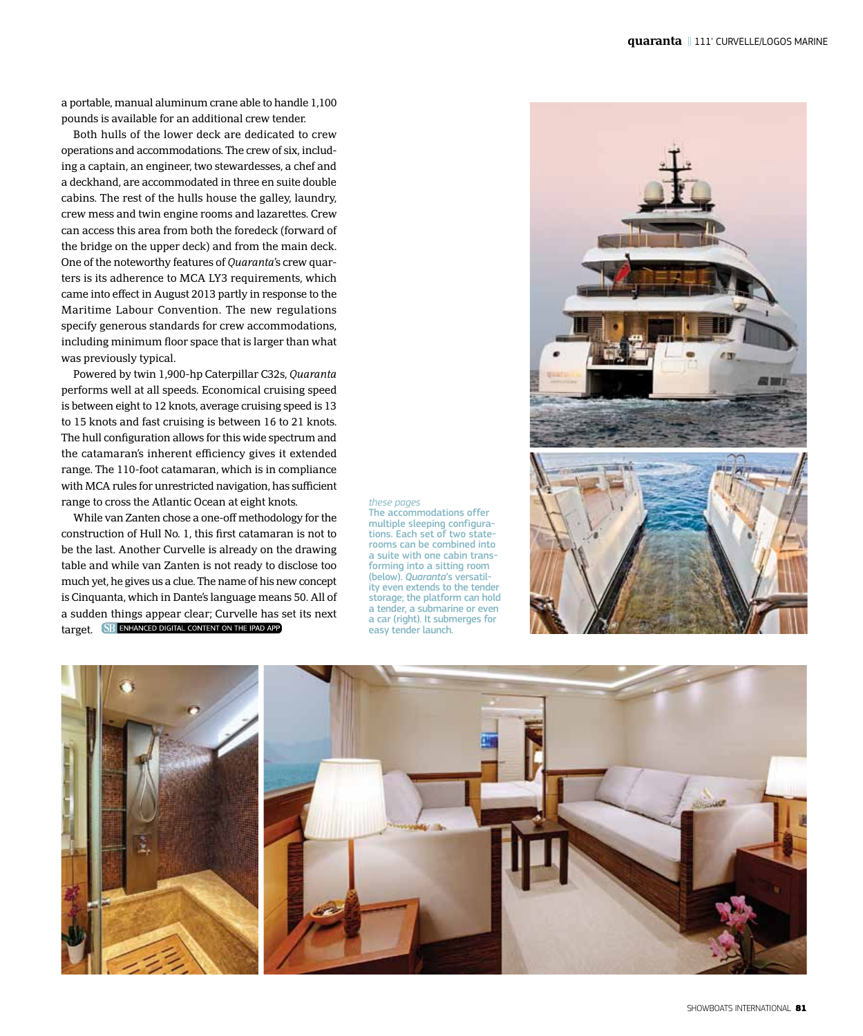a portable, manual aluminum crane able to handle 1,100 pounds is available for an additional crew tender.

Both hulls of the lower deck are dedicated to crew operations and accommodations. The crew of six, including a captain, an engineer, two stewardesses, a chef and a deckhand, are accommodated in three en suite double cabins. The rest of the hulls house the galley, laundry, crew mess and twin engine rooms and lazarettes. Crew can access this area from both the foredeck (forward of the bridge on the upper deck) and from the main deck. One of the noteworthy features of *Quaranta*'s crew quarters is its adherence to MCA LY3 requirements, which came into effect in August 2013 partly in response to the Maritime Labour Convention. The new regulations specify generous standards for crew accommodations, including minimum floor space that is larger than what was previously typical.

Powered by twin 1,900-hp Caterpillar C32s, *Quaranta* performs well at all speeds. Economical cruising speed is between eight to 12 knots, average cruising speed is 13 to 15 knots and fast cruising is between 16 to 21 knots. The hull configuration allows for this wide spectrum and the catamaran's inherent efficiency gives it extended range. The 110-foot catamaran, which is in compliance with MCA rules for unrestricted navigation, has sufficient range to cross the Atlantic Ocean at eight knots.

While van Zanten chose a one-off methodology for the construction of Hull No. 1, this first catamaran is not to be the last. Another Curvelle is already on the drawing table and while van Zanten is not ready to disclose too much yet, he gives us a clue. The name of his new concept is Cinquanta, which in Dante's language means 50. All of a sudden things appear clear; Curvelle has set its next target. SB ENHANCED DIGITAL CONTENT ON THE IPAD APP

*these pages*
The accommodations offer multiple sleeping configurations. Each set of two staterooms can be combined into a suite with one cabin transforming into a sitting room (below). *Quaranta*'s versatility even extends to the tender storage; the platform can hold a tender, a submarine or even a car (right). It submerges for easy tender launch.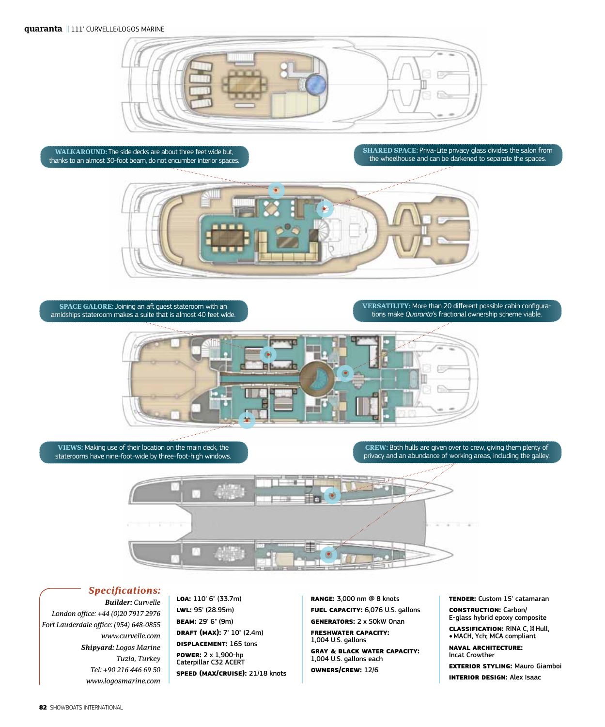**WALKAROUND:** The side decks are about three feet wide but, thanks to an almost 30-foot beam, do not encumber interior spaces.

**SHARED SPACE:** Priva-Lite privacy glass divides the salon from the wheelhouse and can be darkened to separate the spaces.

**SPACE GALORE:** Joining an aft guest stateroom with an amidships stateroom makes a suite that is almost 40 feet wide.

**VERSATILITY:** More than 20 different possible cabin configurations make *Quaranta*'s fractional ownership scheme viable.

**VIEWS:** Making use of their location on the main deck, the staterooms have nine-foot-wide by three-foot-high windows.

**CREW:** Both hulls are given over to crew, giving them plenty of privacy and an abundance of working areas, including the galley.

## *Specifications:*

***Builder:*** *Curvelle*
*London office: +44 (0)20 7917 2976*
*Fort Lauderdale office: (954) 648-0855*
*www.curvelle.com*
***Shipyard:*** *Logos Marine*
*Tuzla, Turkey*
*Tel: +90 216 446 69 50*
*www.logosmarine.com*

**LOA:** 110' 6" (33.7m)
**LWL:** 95' (28.95m)
**BEAM:** 29' 6" (9m)
**DRAFT (MAX):** 7' 10" (2.4m)
**DISPLACEMENT:** 165 tons
**POWER:** 2 x 1,900-hp Caterpillar C32 ACERT
**SPEED (MAX/CRUISE):** 21/18 knots

**RANGE:** 3,000 nm @ 8 knots
**FUEL CAPACITY:** 6,076 U.S. gallons
**GENERATORS:** 2 x 50kW Onan
**FRESHWATER CAPACITY:** 1,004 U.S. gallons
**GRAY & BLACK WATER CAPACITY:** 1,004 U.S. gallons each
**OWNERS/CREW:** 12/6

**TENDER:** Custom 15' catamaran
**CONSTRUCTION:** Carbon/E-glass hybrid epoxy composite
**CLASSIFICATION:** RINA C, ✠ Hull, • MACH, Ych; MCA compliant
**NAVAL ARCHITECTURE:** Incat Crowther
**EXTERIOR STYLING:** Mauro Giamboi
**INTERIOR DESIGN:** Alex Isaac